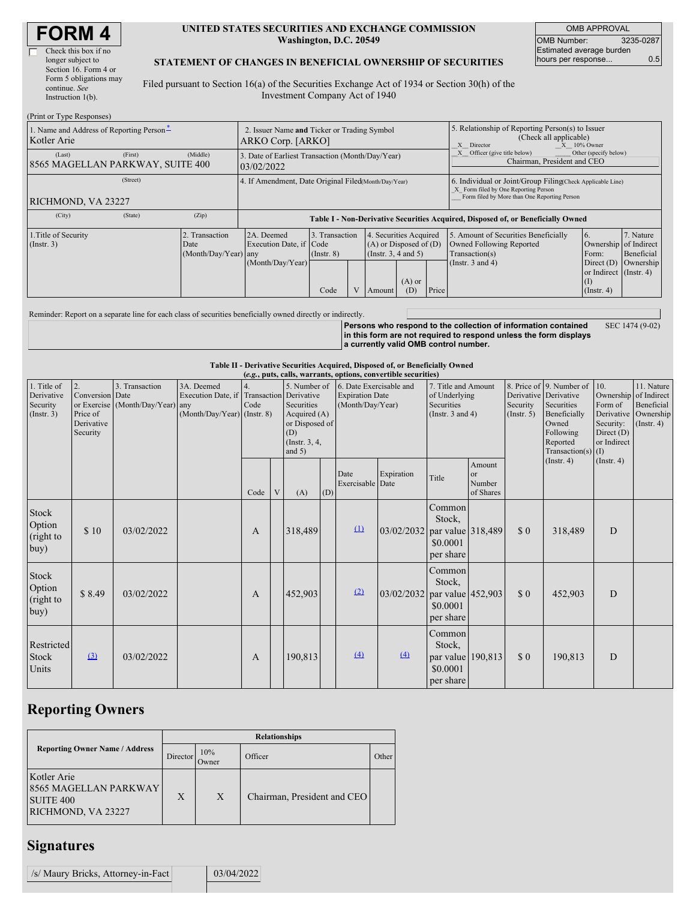# FORM 4

☐ Check this box if no longer subject to Section 16. Form 4 or Form 5 obligations may continue. *See* Instruction 1(b).

**UNITED STATES SECURITIES AND EXCHANGE COMMISSION**
**Washington, D.C. 20549**

**STATEMENT OF CHANGES IN BENEFICIAL OWNERSHIP OF SECURITIES**

Filed pursuant to Section 16(a) of the Securities Exchange Act of 1934 or Section 30(h) of the Investment Company Act of 1940

| OMB APPROVAL | |
|---|---|
| OMB Number: | 3235-0287 |
| Estimated average burden hours per response... | 0.5 |

(Print or Type Responses)

| 1. Name and Address of Reporting Person* | 2. Issuer Name and Ticker or Trading Symbol | 5. Relationship of Reporting Person(s) to Issuer (Check all applicable) |
|---|---|---|
| Kotler Arie | ARKO Corp. [ARKO] | _X_ Director _X_ 10% Owner |
| (Last) (First) (Middle) | 3. Date of Earliest Transaction (Month/Day/Year) | _X_ Officer (give title below) ___ Other (specify below) |
| 8565 MAGELLAN PARKWAY, SUITE 400 | 03/02/2022 | Chairman, President and CEO |
| (Street) | 4. If Amendment, Date Original Filed (Month/Day/Year) | 6. Individual or Joint/Group Filing (Check Applicable Line) |
| RICHMOND, VA 23227 | | _X_ Form filed by One Reporting Person ___ Form filed by More than One Reporting Person |
| (City) (State) (Zip) | | |

**Table I - Non-Derivative Securities Acquired, Disposed of, or Beneficially Owned**

| 1.Title of Security (Instr. 3) | 2. Transaction Date (Month/Day/Year) | 2A. Deemed Execution Date, if any (Month/Day/Year) | 3. Transaction Code (Instr. 8) | | 4. Securities Acquired (A) or Disposed of (D) (Instr. 3, 4 and 5) | | | 5. Amount of Securities Beneficially Owned Following Reported Transaction(s) (Instr. 3 and 4) | 6. Ownership Form: Direct (D) or Indirect (I) (Instr. 4) | 7. Nature of Indirect Beneficial Ownership (Instr. 4) |
|---|---|---|---|---|---|---|---|---|---|---|
| | | | Code | V | Amount | (A) or (D) | Price | | | |

Reminder: Report on a separate line for each class of securities beneficially owned directly or indirectly.

**Persons who respond to the collection of information contained in this form are not required to respond unless the form displays a currently valid OMB control number.** SEC 1474 (9-02)

**Table II - Derivative Securities Acquired, Disposed of, or Beneficially Owned**
***(e.g., puts, calls, warrants, options, convertible securities)***

| 1. Title of Derivative Security (Instr. 3) | 2. Conversion or Exercise Price of Derivative Security | 3. Transaction Date (Month/Day/Year) | 3A. Deemed Execution Date, if any (Month/Day/Year) | 4. Transaction Code (Instr. 8) | | 5. Number of Derivative Securities Acquired (A) or Disposed of (D) (Instr. 3, 4, and 5) | | 6. Date Exercisable and Expiration Date (Month/Day/Year) | | 7. Title and Amount of Underlying Securities (Instr. 3 and 4) | | 8. Price of Derivative Security (Instr. 5) | 9. Number of Derivative Securities Beneficially Owned Following Reported Transaction(s) (Instr. 4) | 10. Ownership Form of Derivative Security: Direct (D) or Indirect (I) (Instr. 4) | 11. Nature of Indirect Beneficial Ownership (Instr. 4) |
|---|---|---|---|---|---|---|---|---|---|---|---|---|---|---|---|
| | | | | Code | V | (A) | (D) | Date Exercisable | Expiration Date | Title | Amount or Number of Shares | | | | |
| Stock Option (right to buy) | $ 10 | 03/02/2022 | | A | | 318,489 | | (1) | 03/02/2032 | Common Stock, par value $0.0001 per share | 318,489 | $ 0 | 318,489 | D | |
| Stock Option (right to buy) | $ 8.49 | 03/02/2022 | | A | | 452,903 | | (2) | 03/02/2032 | Common Stock, par value $0.0001 per share | 452,903 | $ 0 | 452,903 | D | |
| Restricted Stock Units | (3) | 03/02/2022 | | A | | 190,813 | | (4) | (4) | Common Stock, par value $0.0001 per share | 190,813 | $ 0 | 190,813 | D | |

## Reporting Owners

| Reporting Owner Name / Address | Relationships | | | |
|---|---|---|---|---|
| | Director | 10% Owner | Officer | Other |
| Kotler Arie 8565 MAGELLAN PARKWAY SUITE 400 RICHMOND, VA 23227 | X | X | Chairman, President and CEO | |

## Signatures

| /s/ Maury Bricks, Attorney-in-Fact | 03/04/2022 |
|---|---|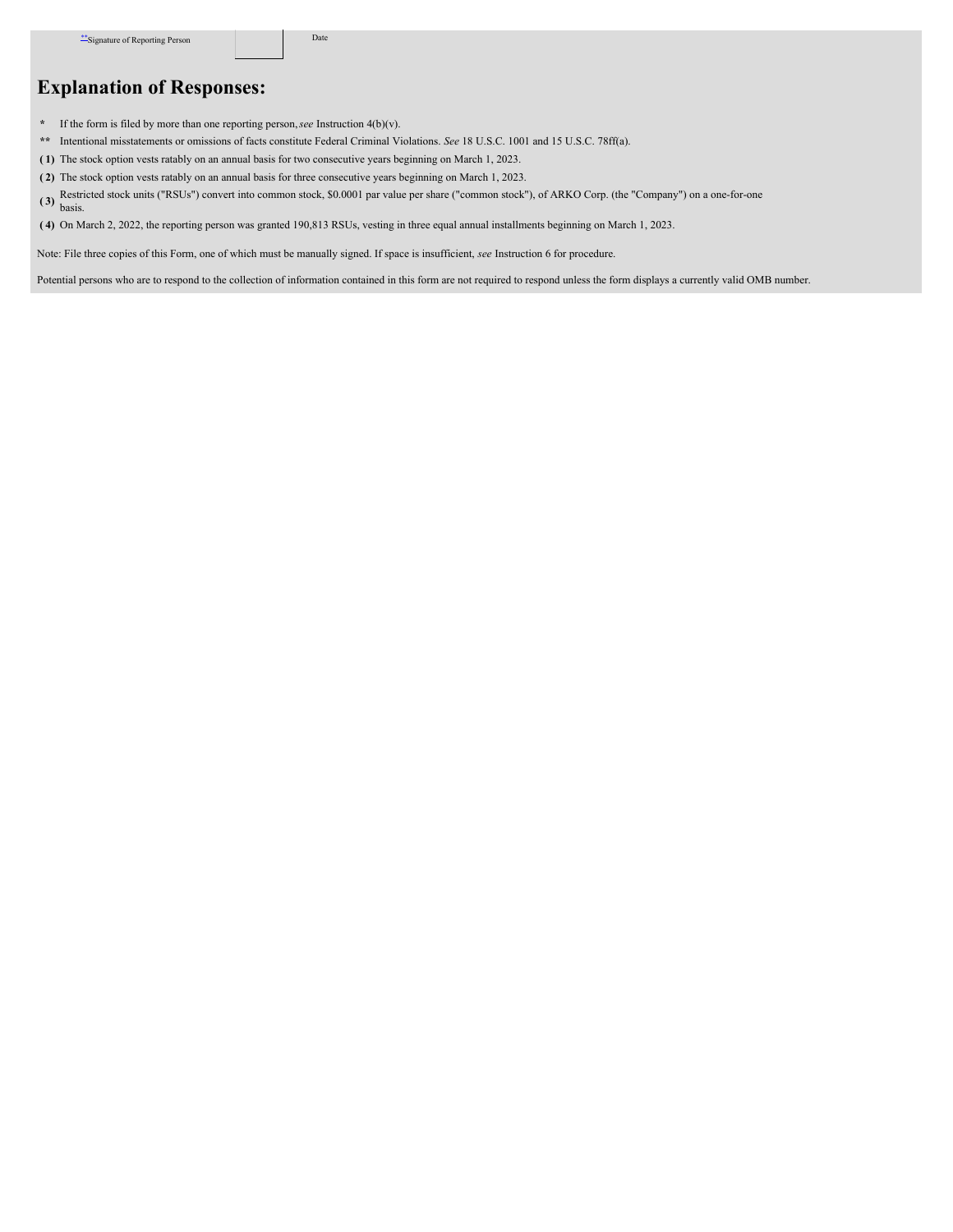| ** Signature of Reporting Person | | Date |
| --- | --- | --- |

## Explanation of Responses:

\* If the form is filed by more than one reporting person, *see* Instruction 4(b)(v).

** Intentional misstatements or omissions of facts constitute Federal Criminal Violations. *See* 18 U.S.C. 1001 and 15 U.S.C. 78ff(a).

**( 1)** The stock option vests ratably on an annual basis for two consecutive years beginning on March 1, 2023.

**( 2)** The stock option vests ratably on an annual basis for three consecutive years beginning on March 1, 2023.

**( 3)** Restricted stock units ("RSUs") convert into common stock, $0.0001 par value per share ("common stock"), of ARKO Corp. (the "Company") on a one-for-one basis.

**( 4)** On March 2, 2022, the reporting person was granted 190,813 RSUs, vesting in three equal annual installments beginning on March 1, 2023.

Note: File three copies of this Form, one of which must be manually signed. If space is insufficient, *see* Instruction 6 for procedure.

Potential persons who are to respond to the collection of information contained in this form are not required to respond unless the form displays a currently valid OMB number.